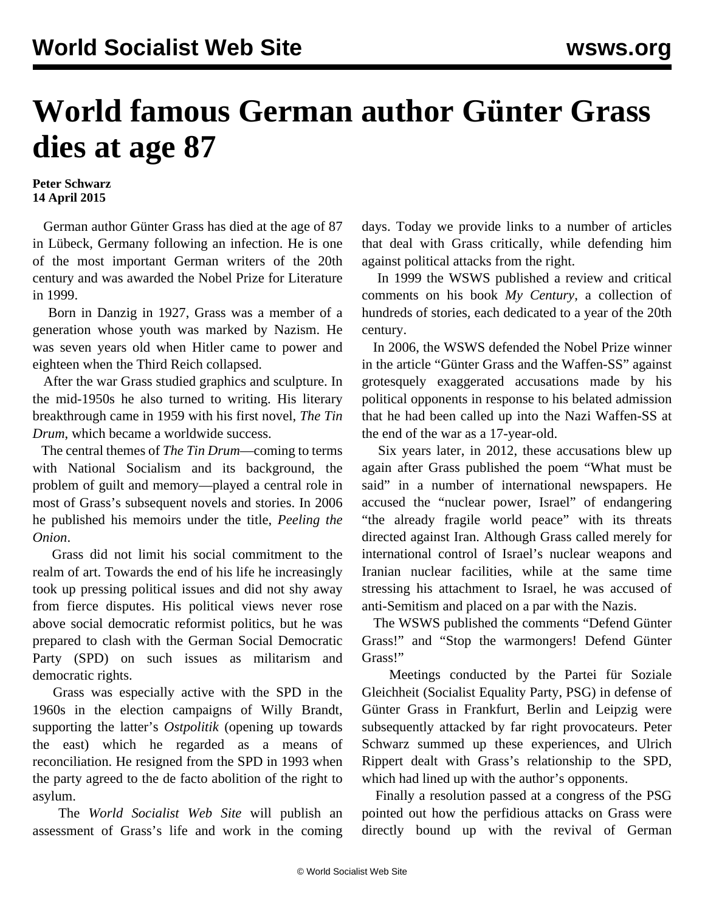# World famous German author Günter Grass dies at age 87

**Peter Schwarz**
**14 April 2015**

German author Günter Grass has died at the age of 87 in Lübeck, Germany following an infection. He is one of the most important German writers of the 20th century and was awarded the Nobel Prize for Literature in 1999.

Born in Danzig in 1927, Grass was a member of a generation whose youth was marked by Nazism. He was seven years old when Hitler came to power and eighteen when the Third Reich collapsed.

After the war Grass studied graphics and sculpture. In the mid-1950s he also turned to writing. His literary breakthrough came in 1959 with his first novel, *The Tin Drum*, which became a worldwide success.

The central themes of *The Tin Drum*—coming to terms with National Socialism and its background, the problem of guilt and memory—played a central role in most of Grass's subsequent novels and stories. In 2006 he published his memoirs under the title, *Peeling the Onion*.

Grass did not limit his social commitment to the realm of art. Towards the end of his life he increasingly took up pressing political issues and did not shy away from fierce disputes. His political views never rose above social democratic reformist politics, but he was prepared to clash with the German Social Democratic Party (SPD) on such issues as militarism and democratic rights.

Grass was especially active with the SPD in the 1960s in the election campaigns of Willy Brandt, supporting the latter's *Ostpolitik* (opening up towards the east) which he regarded as a means of reconciliation. He resigned from the SPD in 1993 when the party agreed to the de facto abolition of the right to asylum.

The *World Socialist Web Site* will publish an assessment of Grass's life and work in the coming days. Today we provide links to a number of articles that deal with Grass critically, while defending him against political attacks from the right.

In 1999 the WSWS published a review and critical comments on his book *My Century*, a collection of hundreds of stories, each dedicated to a year of the 20th century.

In 2006, the WSWS defended the Nobel Prize winner in the article "Günter Grass and the Waffen-SS" against grotesquely exaggerated accusations made by his political opponents in response to his belated admission that he had been called up into the Nazi Waffen-SS at the end of the war as a 17-year-old.

Six years later, in 2012, these accusations blew up again after Grass published the poem "What must be said" in a number of international newspapers. He accused the "nuclear power, Israel" of endangering "the already fragile world peace" with its threats directed against Iran. Although Grass called merely for international control of Israel's nuclear weapons and Iranian nuclear facilities, while at the same time stressing his attachment to Israel, he was accused of anti-Semitism and placed on a par with the Nazis.

The WSWS published the comments "Defend Günter Grass!" and "Stop the warmongers! Defend Günter Grass!"

Meetings conducted by the Partei für Soziale Gleichheit (Socialist Equality Party, PSG) in defense of Günter Grass in Frankfurt, Berlin and Leipzig were subsequently attacked by far right provocateurs. Peter Schwarz summed up these experiences, and Ulrich Rippert dealt with Grass's relationship to the SPD, which had lined up with the author's opponents.

Finally a resolution passed at a congress of the PSG pointed out how the perfidious attacks on Grass were directly bound up with the revival of German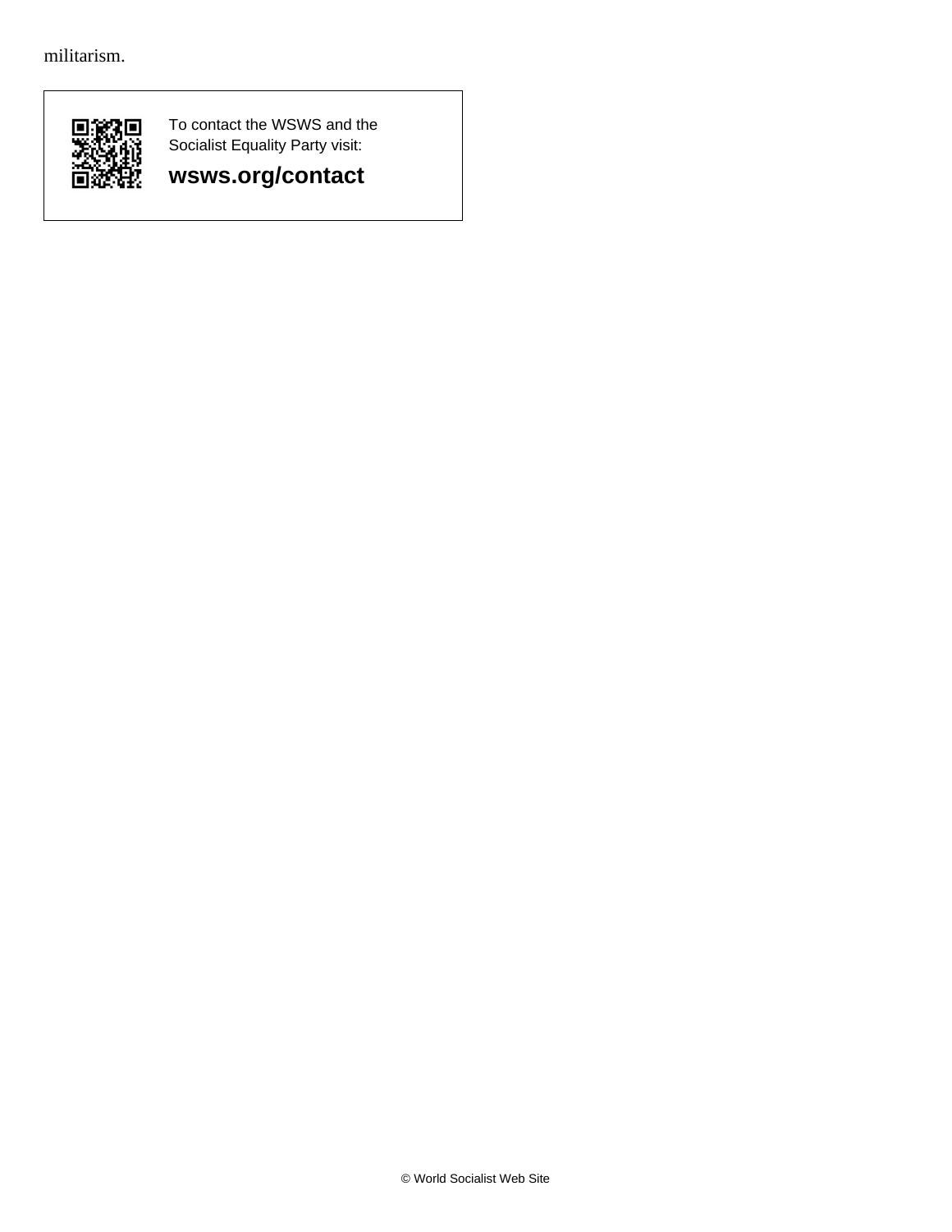militarism.

To contact the WSWS and the Socialist Equality Party visit:

**wsws.org/contact**

© World Socialist Web Site